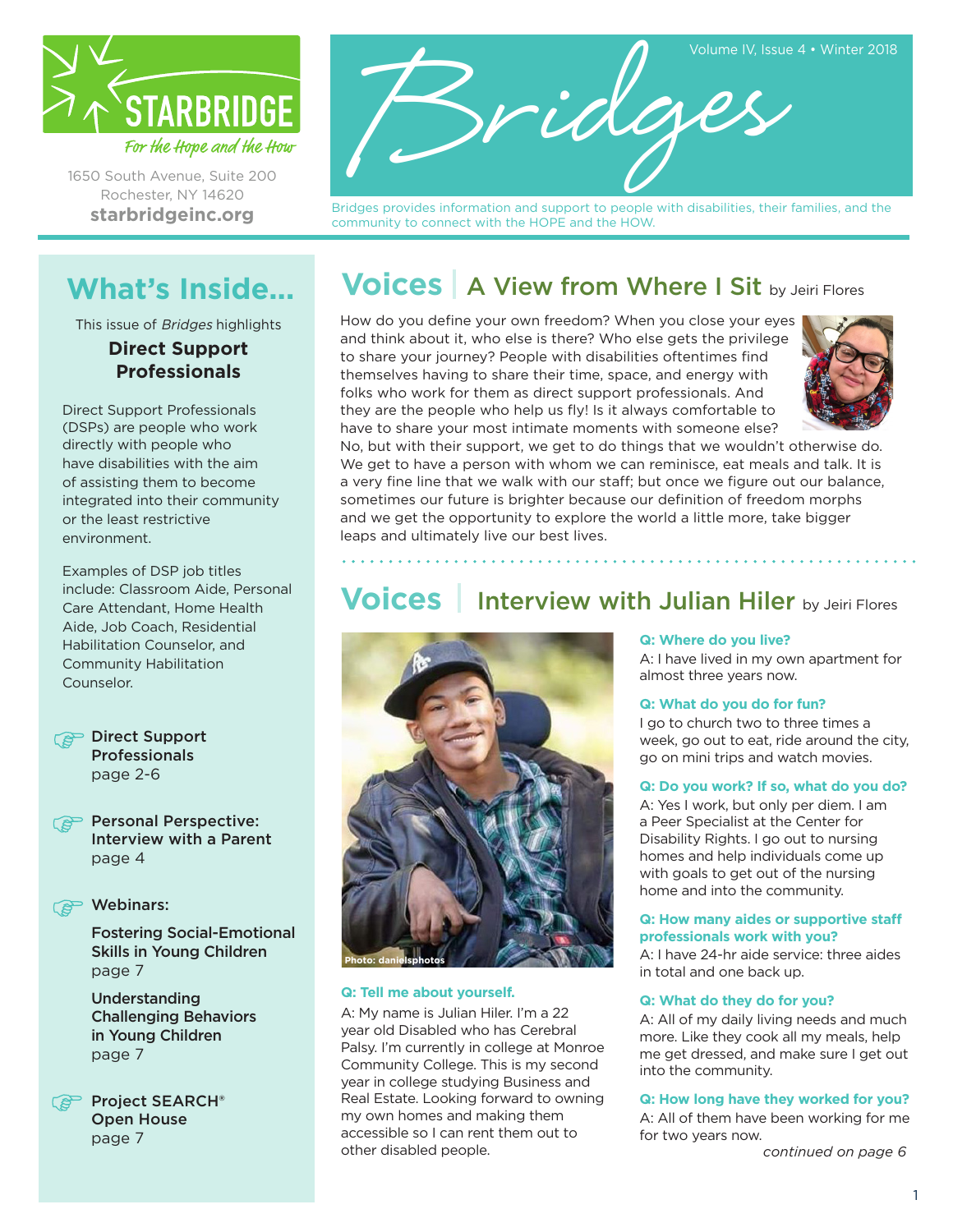**STARBRIDGE**
*For the Hope and the How*

1650 South Avenue, Suite 200
Rochester, NY 14620
**starbridgeinc.org**

# Bridges

Volume IV, Issue 4 • Winter 2018

Bridges provides information and support to people with disabilities, their families, and the community to connect with the HOPE and the HOW.

## What's Inside...

This issue of *Bridges* highlights

**Direct Support Professionals**

Direct Support Professionals (DSPs) are people who work directly with people who have disabilities with the aim of assisting them to become integrated into their community or the least restrictive environment.

Examples of DSP job titles include: Classroom Aide, Personal Care Attendant, Home Health Aide, Job Coach, Residential Habilitation Counselor, and Community Habilitation Counselor.

- **Direct Support Professionals** page 2-6
- **Personal Perspective: Interview with a Parent** page 4
- **Webinars:**
  - **Fostering Social-Emotional Skills in Young Children** page 7
  - **Understanding Challenging Behaviors in Young Children** page 7
- **Project SEARCH® Open House** page 7

## Voices | A View from Where I Sit by Jeiri Flores

How do you define your own freedom? When you close your eyes and think about it, who else is there? Who else gets the privilege to share your journey? People with disabilities oftentimes find themselves having to share their time, space, and energy with folks who work for them as direct support professionals. And they are the people who help us fly! Is it always comfortable to have to share your most intimate moments with someone else? No, but with their support, we get to do things that we wouldn't otherwise do. We get to have a person with whom we can reminisce, eat meals and talk. It is a very fine line that we walk with our staff; but once we figure out our balance, sometimes our future is brighter because our definition of freedom morphs and we get the opportunity to explore the world a little more, take bigger leaps and ultimately live our best lives.

## Voices | Interview with Julian Hiler by Jeiri Flores

Photo: danielsphotos

**Q: Tell me about yourself.**

A: My name is Julian Hiler. I'm a 22 year old Disabled who has Cerebral Palsy. I'm currently in college at Monroe Community College. This is my second year in college studying Business and Real Estate. Looking forward to owning my own homes and making them accessible so I can rent them out to other disabled people.

**Q: Where do you live?**

A: I have lived in my own apartment for almost three years now.

**Q: What do you do for fun?**

I go to church two to three times a week, go out to eat, ride around the city, go on mini trips and watch movies.

**Q: Do you work? If so, what do you do?**

A: Yes I work, but only per diem. I am a Peer Specialist at the Center for Disability Rights. I go out to nursing homes and help individuals come up with goals to get out of the nursing home and into the community.

**Q: How many aides or supportive staff professionals work with you?**

A: I have 24-hr aide service: three aides in total and one back up.

**Q: What do they do for you?**

A: All of my daily living needs and much more. Like they cook all my meals, help me get dressed, and make sure I get out into the community.

**Q: How long have they worked for you?**

A: All of them have been working for me for two years now.

*continued on page 6*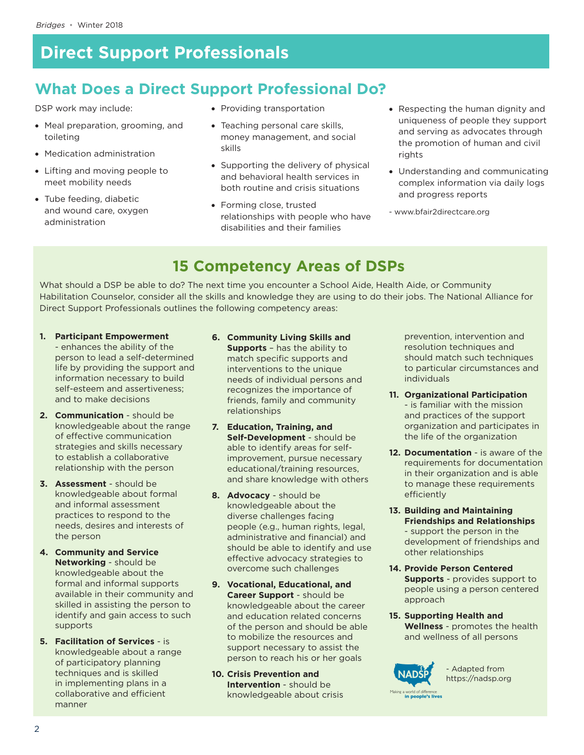# Direct Support Professionals

## What Does a Direct Support Professional Do?

DSP work may include:

- Meal preparation, grooming, and toileting
- Medication administration
- Lifting and moving people to meet mobility needs
- Tube feeding, diabetic and wound care, oxygen administration
- Providing transportation
- Teaching personal care skills, money management, and social skills
- Supporting the delivery of physical and behavioral health services in both routine and crisis situations
- Forming close, trusted relationships with people who have disabilities and their families
- Respecting the human dignity and uniqueness of people they support and serving as advocates through the promotion of human and civil rights
- Understanding and communicating complex information via daily logs and progress reports

- www.bfair2directcare.org

## 15 Competency Areas of DSPs

What should a DSP be able to do? The next time you encounter a School Aide, Health Aide, or Community Habilitation Counselor, consider all the skills and knowledge they are using to do their jobs. The National Alliance for Direct Support Professionals outlines the following competency areas:

1. **Participant Empowerment** - enhances the ability of the person to lead a self-determined life by providing the support and information necessary to build self-esteem and assertiveness; and to make decisions
2. **Communication** - should be knowledgeable about the range of effective communication strategies and skills necessary to establish a collaborative relationship with the person
3. **Assessment** - should be knowledgeable about formal and informal assessment practices to respond to the needs, desires and interests of the person
4. **Community and Service Networking** - should be knowledgeable about the formal and informal supports available in their community and skilled in assisting the person to identify and gain access to such supports
5. **Facilitation of Services** - is knowledgeable about a range of participatory planning techniques and is skilled in implementing plans in a collaborative and efficient manner
6. **Community Living Skills and Supports** – has the ability to match specific supports and interventions to the unique needs of individual persons and recognizes the importance of friends, family and community relationships
7. **Education, Training, and Self-Development** - should be able to identify areas for self-improvement, pursue necessary educational/training resources, and share knowledge with others
8. **Advocacy** - should be knowledgeable about the diverse challenges facing people (e.g., human rights, legal, administrative and financial) and should be able to identify and use effective advocacy strategies to overcome such challenges
9. **Vocational, Educational, and Career Support** - should be knowledgeable about the career and education related concerns of the person and should be able to mobilize the resources and support necessary to assist the person to reach his or her goals
10. **Crisis Prevention and Intervention** - should be knowledgeable about crisis prevention, intervention and resolution techniques and should match such techniques to particular circumstances and individuals
11. **Organizational Participation** - is familiar with the mission and practices of the support organization and participates in the life of the organization
12. **Documentation** - is aware of the requirements for documentation in their organization and is able to manage these requirements efficiently
13. **Building and Maintaining Friendships and Relationships** - support the person in the development of friendships and other relationships
14. **Provide Person Centered Supports** - provides support to people using a person centered approach
15. **Supporting Health and Wellness** - promotes the health and wellness of all persons

NADSP — Making a world of difference in people's lives

- Adapted from https://nadsp.org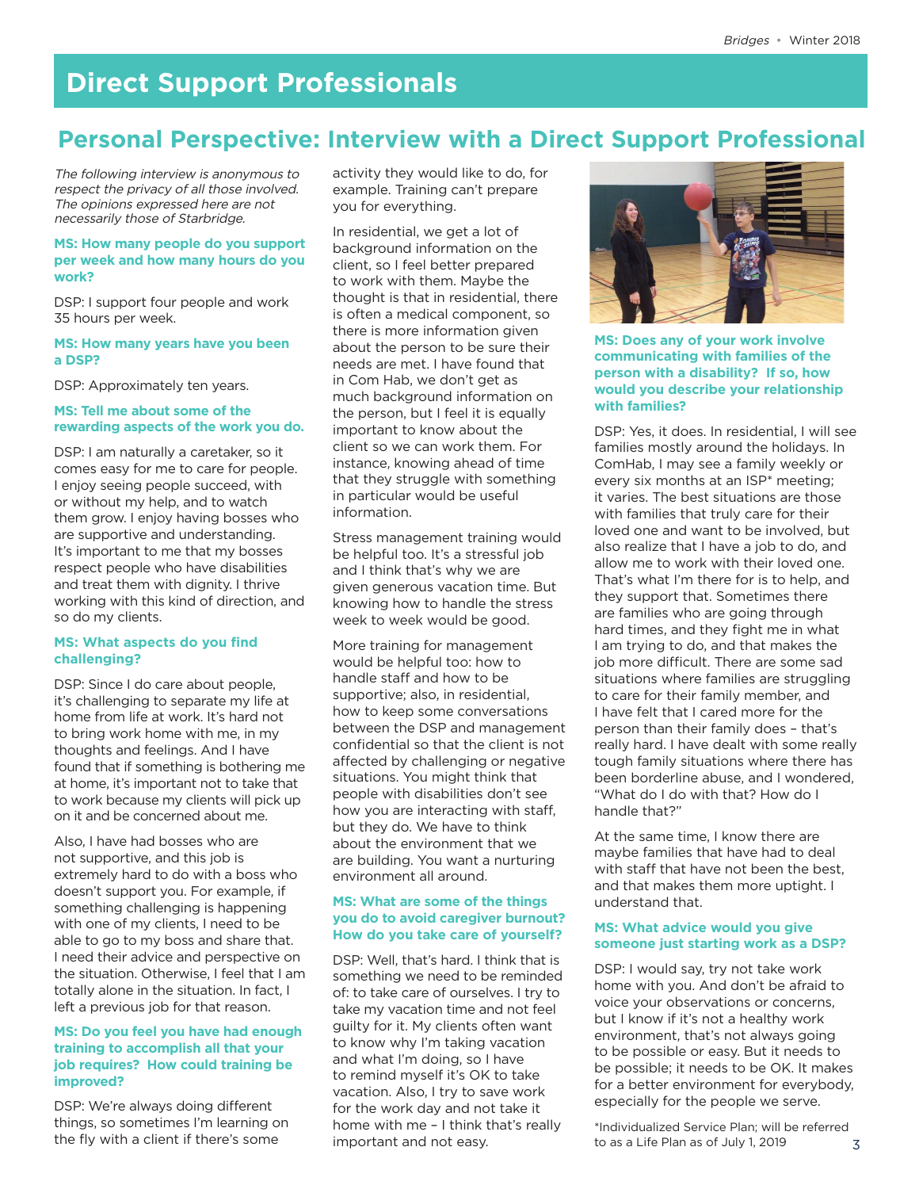## Direct Support Professionals

## Personal Perspective: Interview with a Direct Support Professional

*The following interview is anonymous to respect the privacy of all those involved. The opinions expressed here are not necessarily those of Starbridge.*

**MS: How many people do you support per week and how many hours do you work?**

DSP: I support four people and work 35 hours per week.

**MS: How many years have you been a DSP?**

DSP: Approximately ten years.

**MS: Tell me about some of the rewarding aspects of the work you do.**

DSP: I am naturally a caretaker, so it comes easy for me to care for people. I enjoy seeing people succeed, with or without my help, and to watch them grow. I enjoy having bosses who are supportive and understanding. It's important to me that my bosses respect people who have disabilities and treat them with dignity. I thrive working with this kind of direction, and so do my clients.

**MS: What aspects do you find challenging?**

DSP: Since I do care about people, it's challenging to separate my life at home from life at work. It's hard not to bring work home with me, in my thoughts and feelings. And I have found that if something is bothering me at home, it's important not to take that to work because my clients will pick up on it and be concerned about me.

Also, I have had bosses who are not supportive, and this job is extremely hard to do with a boss who doesn't support you. For example, if something challenging is happening with one of my clients, I need to be able to go to my boss and share that. I need their advice and perspective on the situation. Otherwise, I feel that I am totally alone in the situation. In fact, I left a previous job for that reason.

**MS: Do you feel you have had enough training to accomplish all that your job requires? How could training be improved?**

DSP: We're always doing different things, so sometimes I'm learning on the fly with a client if there's some activity they would like to do, for example. Training can't prepare you for everything.

In residential, we get a lot of background information on the client, so I feel better prepared to work with them. Maybe the thought is that in residential, there is often a medical component, so there is more information given about the person to be sure their needs are met. I have found that in Com Hab, we don't get as much background information on the person, but I feel it is equally important to know about the client so we can work them. For instance, knowing ahead of time that they struggle with something in particular would be useful information.

Stress management training would be helpful too. It's a stressful job and I think that's why we are given generous vacation time. But knowing how to handle the stress week to week would be good.

More training for management would be helpful too: how to handle staff and how to be supportive; also, in residential, how to keep some conversations between the DSP and management confidential so that the client is not affected by challenging or negative situations. You might think that people with disabilities don't see how you are interacting with staff, but they do. We have to think about the environment that we are building. You want a nurturing environment all around.

**MS: What are some of the things you do to avoid caregiver burnout? How do you take care of yourself?**

DSP: Well, that's hard. I think that is something we need to be reminded of: to take care of ourselves. I try to take my vacation time and not feel guilty for it. My clients often want to know why I'm taking vacation and what I'm doing, so I have to remind myself it's OK to take vacation. Also, I try to save work for the work day and not take it home with me – I think that's really important and not easy.

**MS: Does any of your work involve communicating with families of the person with a disability? If so, how would you describe your relationship with families?**

DSP: Yes, it does. In residential, I will see families mostly around the holidays. In ComHab, I may see a family weekly or every six months at an ISP* meeting; it varies. The best situations are those with families that truly care for their loved one and want to be involved, but also realize that I have a job to do, and allow me to work with their loved one. That's what I'm there for is to help, and they support that. Sometimes there are families who are going through hard times, and they fight me in what I am trying to do, and that makes the job more difficult. There are some sad situations where families are struggling to care for their family member, and I have felt that I cared more for the person than their family does – that's really hard. I have dealt with some really tough family situations where there has been borderline abuse, and I wondered, "What do I do with that? How do I handle that?"

At the same time, I know there are maybe families that have had to deal with staff that have not been the best, and that makes them more uptight. I understand that.

**MS: What advice would you give someone just starting work as a DSP?**

DSP: I would say, try not take work home with you. And don't be afraid to voice your observations or concerns, but I know if it's not a healthy work environment, that's not always going to be possible or easy. But it needs to be possible; it needs to be OK. It makes for a better environment for everybody, especially for the people we serve.

*Individualized Service Plan; will be referred to as a Life Plan as of July 1, 2019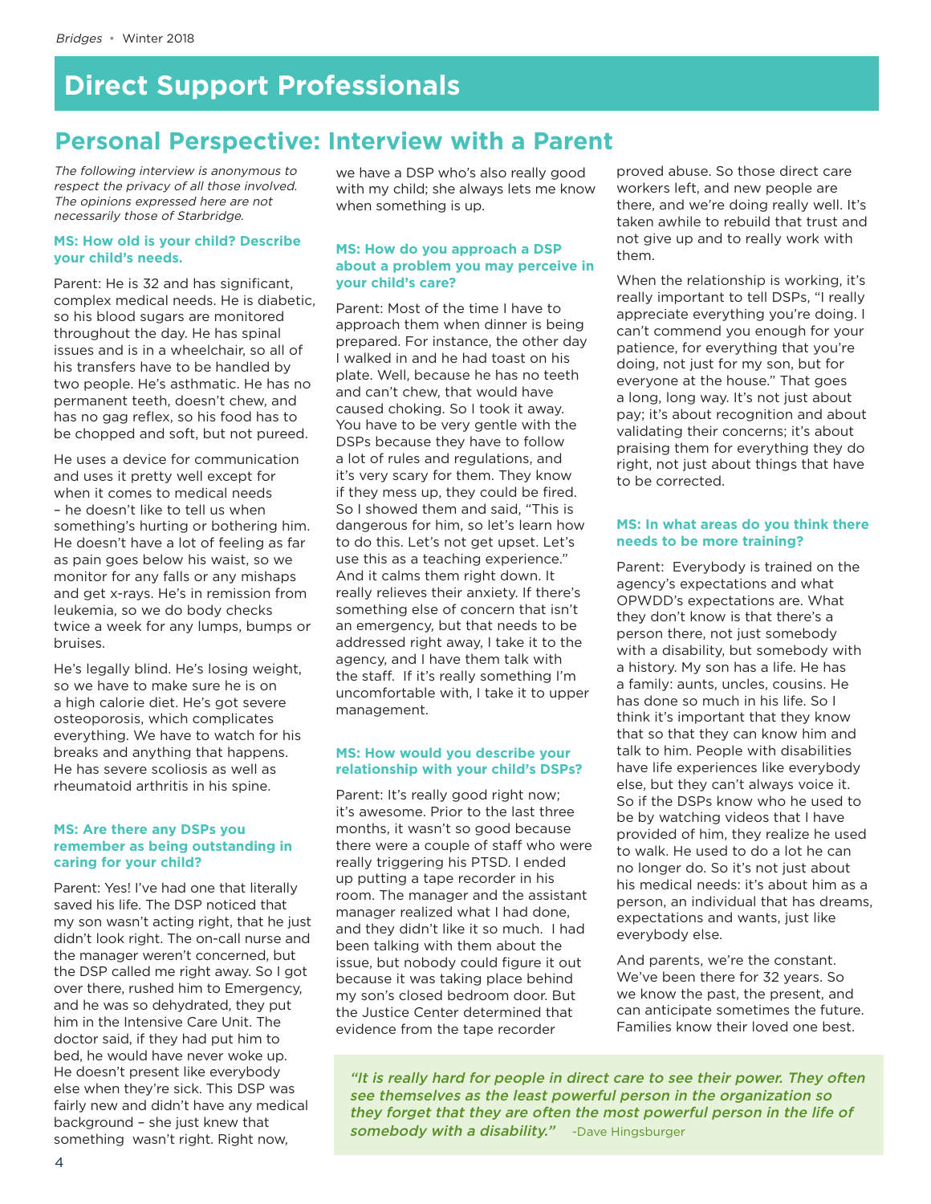# Direct Support Professionals

## Personal Perspective: Interview with a Parent

*The following interview is anonymous to respect the privacy of all those involved. The opinions expressed here are not necessarily those of Starbridge.*

**MS: How old is your child? Describe your child's needs.**

Parent: He is 32 and has significant, complex medical needs. He is diabetic, so his blood sugars are monitored throughout the day. He has spinal issues and is in a wheelchair, so all of his transfers have to be handled by two people. He's asthmatic. He has no permanent teeth, doesn't chew, and has no gag reflex, so his food has to be chopped and soft, but not pureed.

He uses a device for communication and uses it pretty well except for when it comes to medical needs – he doesn't like to tell us when something's hurting or bothering him. He doesn't have a lot of feeling as far as pain goes below his waist, so we monitor for any falls or any mishaps and get x-rays. He's in remission from leukemia, so we do body checks twice a week for any lumps, bumps or bruises.

He's legally blind. He's losing weight, so we have to make sure he is on a high calorie diet. He's got severe osteoporosis, which complicates everything. We have to watch for his breaks and anything that happens. He has severe scoliosis as well as rheumatoid arthritis in his spine.

**MS: Are there any DSPs you remember as being outstanding in caring for your child?**

Parent: Yes! I've had one that literally saved his life. The DSP noticed that my son wasn't acting right, that he just didn't look right. The on-call nurse and the manager weren't concerned, but the DSP called me right away. So I got over there, rushed him to Emergency, and he was so dehydrated, they put him in the Intensive Care Unit. The doctor said, if they had put him to bed, he would have never woke up. He doesn't present like everybody else when they're sick. This DSP was fairly new and didn't have any medical background – she just knew that something wasn't right. Right now, we have a DSP who's also really good with my child; she always lets me know when something is up.

**MS: How do you approach a DSP about a problem you may perceive in your child's care?**

Parent: Most of the time I have to approach them when dinner is being prepared. For instance, the other day I walked in and he had toast on his plate. Well, because he has no teeth and can't chew, that would have caused choking. So I took it away. You have to be very gentle with the DSPs because they have to follow a lot of rules and regulations, and it's very scary for them. They know if they mess up, they could be fired. So I showed them and said, "This is dangerous for him, so let's learn how to do this. Let's not get upset. Let's use this as a teaching experience." And it calms them right down. It really relieves their anxiety. If there's something else of concern that isn't an emergency, but that needs to be addressed right away, I take it to the agency, and I have them talk with the staff. If it's really something I'm uncomfortable with, I take it to upper management.

**MS: How would you describe your relationship with your child's DSPs?**

Parent: It's really good right now; it's awesome. Prior to the last three months, it wasn't so good because there were a couple of staff who were really triggering his PTSD. I ended up putting a tape recorder in his room. The manager and the assistant manager realized what I had done, and they didn't like it so much. I had been talking with them about the issue, but nobody could figure it out because it was taking place behind my son's closed bedroom door. But the Justice Center determined that evidence from the tape recorder proved abuse. So those direct care workers left, and new people are there, and we're doing really well. It's taken awhile to rebuild that trust and not give up and to really work with them.

When the relationship is working, it's really important to tell DSPs, "I really appreciate everything you're doing. I can't commend you enough for your patience, for everything that you're doing, not just for my son, but for everyone at the house." That goes a long, long way. It's not just about pay; it's about recognition and about validating their concerns; it's about praising them for everything they do right, not just about things that have to be corrected.

**MS: In what areas do you think there needs to be more training?**

Parent: Everybody is trained on the agency's expectations and what OPWDD's expectations are. What they don't know is that there's a person there, not just somebody with a disability, but somebody with a history. My son has a life. He has a family: aunts, uncles, cousins. He has done so much in his life. So I think it's important that they know that so that they can know him and talk to him. People with disabilities have life experiences like everybody else, but they can't always voice it. So if the DSPs know who he used to be by watching videos that I have provided of him, they realize he used to walk. He used to do a lot he can no longer do. So it's not just about his medical needs: it's about him as a person, an individual that has dreams, expectations and wants, just like everybody else.

And parents, we're the constant. We've been there for 32 years. So we know the past, the present, and can anticipate sometimes the future. Families know their loved one best.

> ***"It is really hard for people in direct care to see their power. They often see themselves as the least powerful person in the organization so they forget that they are often the most powerful person in the life of somebody with a disability."*** -Dave Hingsburger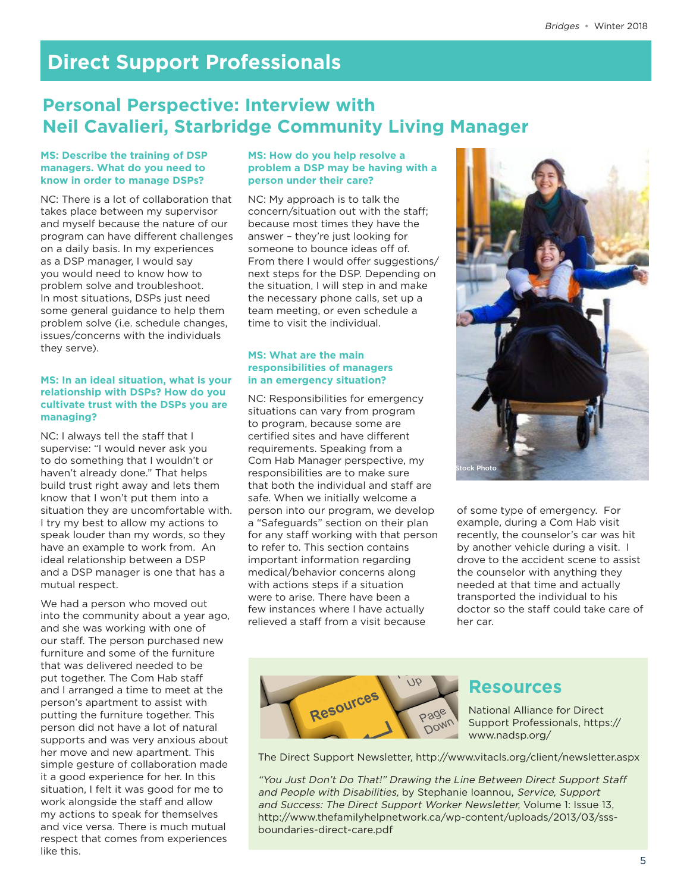# Direct Support Professionals

## Personal Perspective: Interview with Neil Cavalieri, Starbridge Community Living Manager

**MS: Describe the training of DSP managers. What do you need to know in order to manage DSPs?**

NC: There is a lot of collaboration that takes place between my supervisor and myself because the nature of our program can have different challenges on a daily basis. In my experiences as a DSP manager, I would say you would need to know how to problem solve and troubleshoot. In most situations, DSPs just need some general guidance to help them problem solve (i.e. schedule changes, issues/concerns with the individuals they serve).

**MS: In an ideal situation, what is your relationship with DSPs? How do you cultivate trust with the DSPs you are managing?**

NC: I always tell the staff that I supervise: "I would never ask you to do something that I wouldn't or haven't already done." That helps build trust right away and lets them know that I won't put them into a situation they are uncomfortable with. I try my best to allow my actions to speak louder than my words, so they have an example to work from. An ideal relationship between a DSP and a DSP manager is one that has a mutual respect.

We had a person who moved out into the community about a year ago, and she was working with one of our staff. The person purchased new furniture and some of the furniture that was delivered needed to be put together. The Com Hab staff and I arranged a time to meet at the person's apartment to assist with putting the furniture together. This person did not have a lot of natural supports and was very anxious about her move and new apartment. This simple gesture of collaboration made it a good experience for her. In this situation, I felt it was good for me to work alongside the staff and allow my actions to speak for themselves and vice versa. There is much mutual respect that comes from experiences like this.

**MS: How do you help resolve a problem a DSP may be having with a person under their care?**

NC: My approach is to talk the concern/situation out with the staff; because most times they have the answer – they're just looking for someone to bounce ideas off of. From there I would offer suggestions/next steps for the DSP. Depending on the situation, I will step in and make the necessary phone calls, set up a team meeting, or even schedule a time to visit the individual.

**MS: What are the main responsibilities of managers in an emergency situation?**

NC: Responsibilities for emergency situations can vary from program to program, because some are certified sites and have different requirements. Speaking from a Com Hab Manager perspective, my responsibilities are to make sure that both the individual and staff are safe. When we initially welcome a person into our program, we develop a "Safeguards" section on their plan for any staff working with that person to refer to. This section contains important information regarding medical/behavior concerns along with actions steps if a situation were to arise. There have been a few instances where I have actually relieved a staff from a visit because of some type of emergency. For example, during a Com Hab visit recently, the counselor's car was hit by another vehicle during a visit. I drove to the accident scene to assist the counselor with anything they needed at that time and actually transported the individual to his doctor so the staff could take care of her car.

Stock Photo

## Resources

National Alliance for Direct Support Professionals, https://www.nadsp.org/

The Direct Support Newsletter, http://www.vitacls.org/client/newsletter.aspx

*"You Just Don't Do That!" Drawing the Line Between Direct Support Staff and People with Disabilities,* by Stephanie Ioannou, *Service, Support and Success: The Direct Support Worker Newsletter,* Volume 1: Issue 13, http://www.thefamilyhelpnetwork.ca/wp-content/uploads/2013/03/sss-boundaries-direct-care.pdf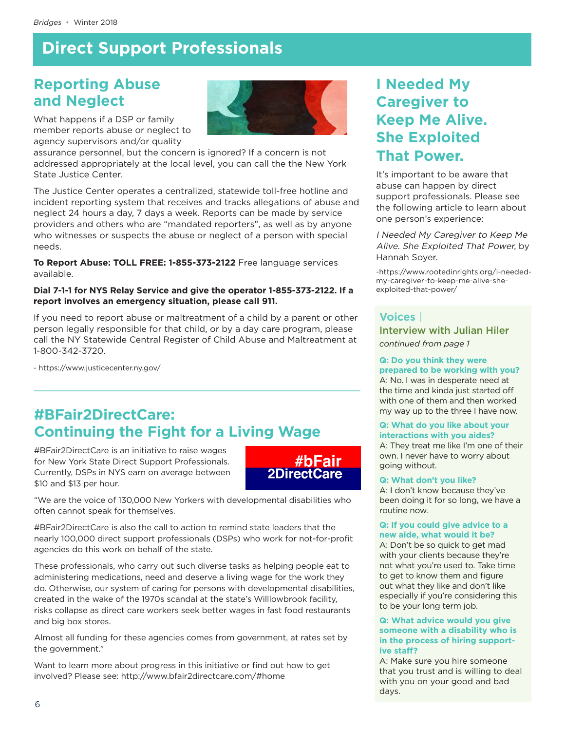# Direct Support Professionals

## Reporting Abuse and Neglect

What happens if a DSP or family member reports abuse or neglect to agency supervisors and/or quality assurance personnel, but the concern is ignored? If a concern is not addressed appropriately at the local level, you can call the the New York State Justice Center.

The Justice Center operates a centralized, statewide toll-free hotline and incident reporting system that receives and tracks allegations of abuse and neglect 24 hours a day, 7 days a week. Reports can be made by service providers and others who are "mandated reporters", as well as by anyone who witnesses or suspects the abuse or neglect of a person with special needs.

**To Report Abuse: TOLL FREE: 1-855-373-2122** Free language services available.

**Dial 7-1-1 for NYS Relay Service and give the operator 1-855-373-2122. If a report involves an emergency situation, please call 911.**

If you need to report abuse or maltreatment of a child by a parent or other person legally responsible for that child, or by a day care program, please call the NY Statewide Central Register of Child Abuse and Maltreatment at 1-800-342-3720.

- https://www.justicecenter.ny.gov/

## #BFair2DirectCare: Continuing the Fight for a Living Wage

#BFair2DirectCare is an initiative to raise wages for New York State Direct Support Professionals. Currently, DSPs in NYS earn on average between $10 and $13 per hour.

#bFair 2DirectCare

"We are the voice of 130,000 New Yorkers with developmental disabilities who often cannot speak for themselves.

#BFair2DirectCare is also the call to action to remind state leaders that the nearly 100,000 direct support professionals (DSPs) who work for not-for-profit agencies do this work on behalf of the state.

These professionals, who carry out such diverse tasks as helping people eat to administering medications, need and deserve a living wage for the work they do. Otherwise, our system of caring for persons with developmental disabilities, created in the wake of the 1970s scandal at the state's Willlowbrook facility, risks collapse as direct care workers seek better wages in fast food restaurants and big box stores.

Almost all funding for these agencies comes from government, at rates set by the government."

Want to learn more about progress in this initiative or find out how to get involved? Please see: http://www.bfair2directcare.com/#home

## I Needed My Caregiver to Keep Me Alive. She Exploited That Power.

It's important to be aware that abuse can happen by direct support professionals. Please see the following article to learn about one person's experience:

*I Needed My Caregiver to Keep Me Alive. She Exploited That Power,* by Hannah Soyer.

-https://www.rootedinrights.org/i-needed-my-caregiver-to-keep-me-alive-she-exploited-that-power/

## Voices | Interview with Julian Hiler

*continued from page 1*

**Q: Do you think they were prepared to be working with you?**
A: No. I was in desperate need at the time and kinda just started off with one of them and then worked my way up to the three I have now.

**Q: What do you like about your interactions with you aides?**
A: They treat me like I'm one of their own. I never have to worry about going without.

**Q: What don't you like?**
A: I don't know because they've been doing it for so long, we have a routine now.

**Q: If you could give advice to a new aide, what would it be?**
A: Don't be so quick to get mad with your clients because they're not what you're used to. Take time to get to know them and figure out what they like and don't like especially if you're considering this to be your long term job.

**Q: What advice would you give someone with a disability who is in the process of hiring supportive staff?**
A: Make sure you hire someone that you trust and is willing to deal with you on your good and bad days.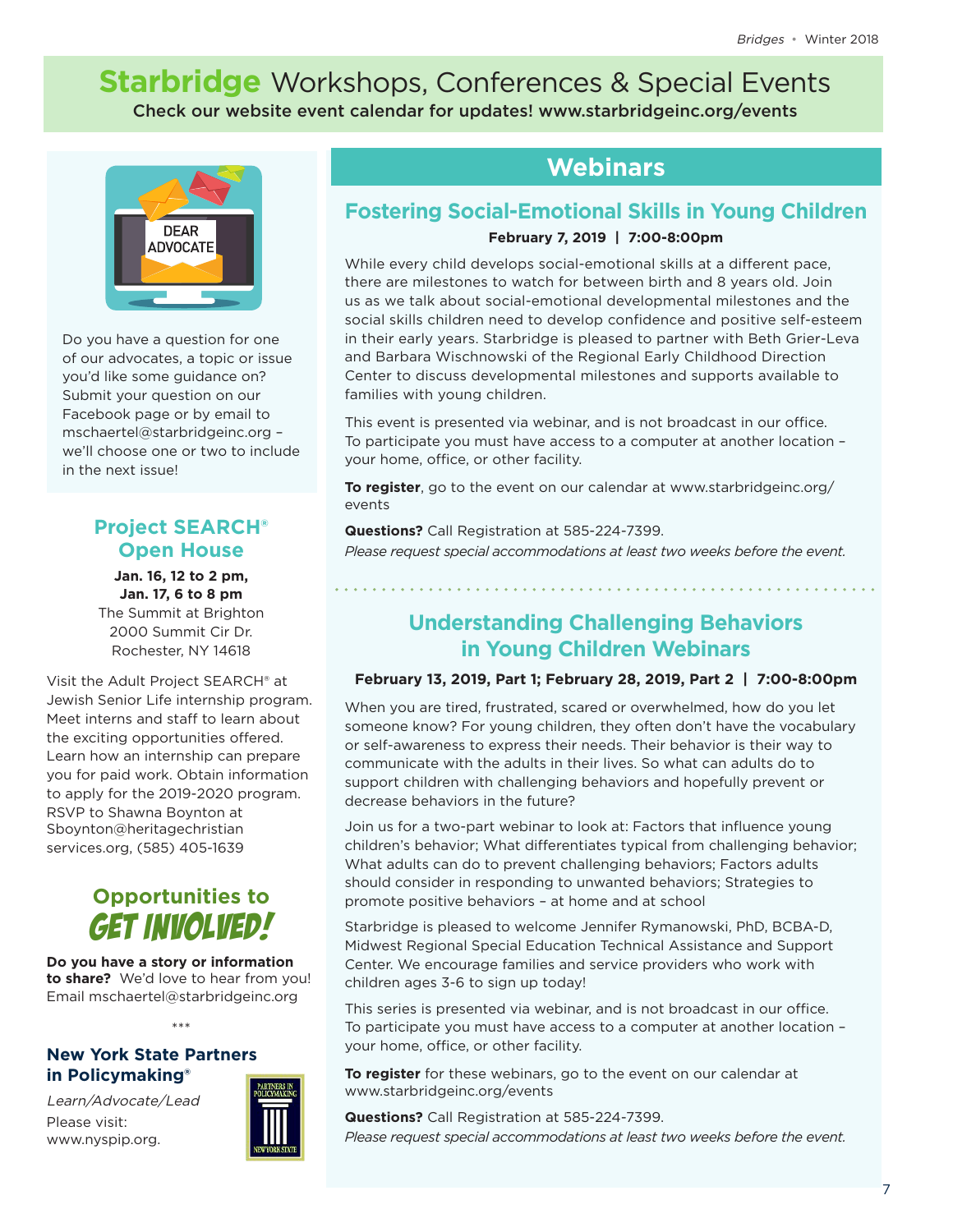# Starbridge Workshops, Conferences & Special Events

**Check our website event calendar for updates! www.starbridgeinc.org/events**

DEAR ADVOCATE

Do you have a question for one of our advocates, a topic or issue you'd like some guidance on? Submit your question on our Facebook page or by email to mschaertel@starbridgeinc.org – we'll choose one or two to include in the next issue!

## Project SEARCH® Open House

**Jan. 16, 12 to 2 pm,**
**Jan. 17, 6 to 8 pm**
The Summit at Brighton
2000 Summit Cir Dr.
Rochester, NY 14618

Visit the Adult Project SEARCH® at Jewish Senior Life internship program. Meet interns and staff to learn about the exciting opportunities offered. Learn how an internship can prepare you for paid work. Obtain information to apply for the 2019-2020 program. RSVP to Shawna Boynton at Sboynton@heritagechristianservices.org, (585) 405-1639

## Opportunities to GET INVOLVED!

**Do you have a story or information to share?** We'd love to hear from you! Email mschaertel@starbridgeinc.org

\*\*\*

### New York State Partners in Policymaking®

*Learn/Advocate/Lead*

Please visit: www.nyspip.org.

## Webinars

### Fostering Social-Emotional Skills in Young Children

**February 7, 2019 | 7:00-8:00pm**

While every child develops social-emotional skills at a different pace, there are milestones to watch for between birth and 8 years old. Join us as we talk about social-emotional developmental milestones and the social skills children need to develop confidence and positive self-esteem in their early years. Starbridge is pleased to partner with Beth Grier-Leva and Barbara Wischnowski of the Regional Early Childhood Direction Center to discuss developmental milestones and supports available to families with young children.

This event is presented via webinar, and is not broadcast in our office. To participate you must have access to a computer at another location – your home, office, or other facility.

**To register**, go to the event on our calendar at www.starbridgeinc.org/events

**Questions?** Call Registration at 585-224-7399.
*Please request special accommodations at least two weeks before the event.*

### Understanding Challenging Behaviors in Young Children Webinars

**February 13, 2019, Part 1; February 28, 2019, Part 2 | 7:00-8:00pm**

When you are tired, frustrated, scared or overwhelmed, how do you let someone know? For young children, they often don't have the vocabulary or self-awareness to express their needs. Their behavior is their way to communicate with the adults in their lives. So what can adults do to support children with challenging behaviors and hopefully prevent or decrease behaviors in the future?

Join us for a two-part webinar to look at: Factors that influence young children's behavior; What differentiates typical from challenging behavior; What adults can do to prevent challenging behaviors; Factors adults should consider in responding to unwanted behaviors; Strategies to promote positive behaviors – at home and at school

Starbridge is pleased to welcome Jennifer Rymanowski, PhD, BCBA-D, Midwest Regional Special Education Technical Assistance and Support Center. We encourage families and service providers who work with children ages 3-6 to sign up today!

This series is presented via webinar, and is not broadcast in our office. To participate you must have access to a computer at another location – your home, office, or other facility.

**To register** for these webinars, go to the event on our calendar at www.starbridgeinc.org/events

**Questions?** Call Registration at 585-224-7399.
*Please request special accommodations at least two weeks before the event.*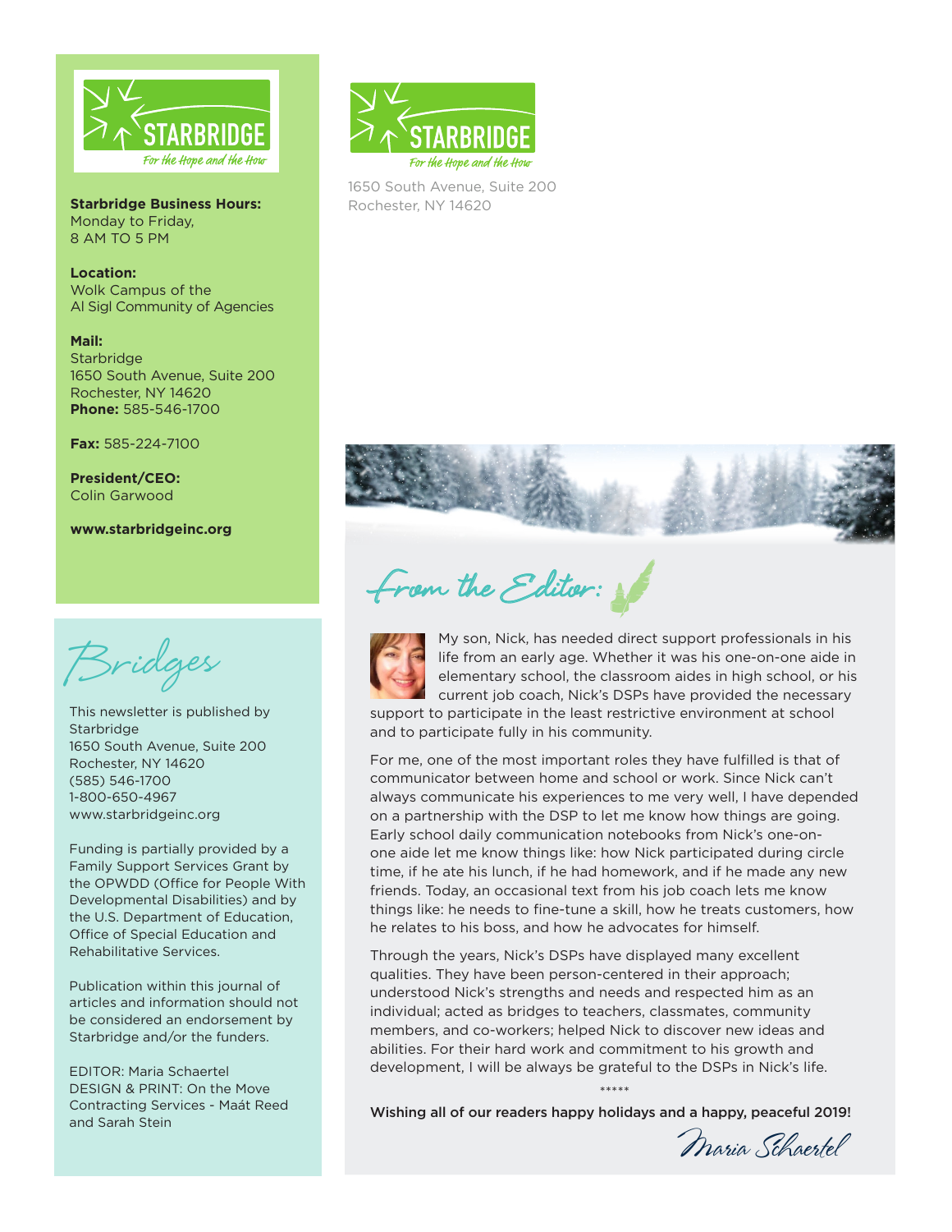STARBRIDGE

For the Hope and the How

**Starbridge Business Hours:**
Monday to Friday,
8 AM TO 5 PM

**Location:**
Wolk Campus of the
Al Sigl Community of Agencies

**Mail:**
Starbridge
1650 South Avenue, Suite 200
Rochester, NY 14620
**Phone:** 585-546-1700

**Fax:** 585-224-7100

**President/CEO:**
Colin Garwood

**www.starbridgeinc.org**

## Bridges

This newsletter is published by Starbridge
1650 South Avenue, Suite 200
Rochester, NY 14620
(585) 546-1700
1-800-650-4967
www.starbridgeinc.org

Funding is partially provided by a Family Support Services Grant by the OPWDD (Office for People With Developmental Disabilities) and by the U.S. Department of Education, Office of Special Education and Rehabilitative Services.

Publication within this journal of articles and information should not be considered an endorsement by Starbridge and/or the funders.

EDITOR: Maria Schaertel
DESIGN & PRINT: On the Move Contracting Services - Maát Reed and Sarah Stein

STARBRIDGE

For the Hope and the How

1650 South Avenue, Suite 200
Rochester, NY 14620

## From the Editor:

My son, Nick, has needed direct support professionals in his life from an early age. Whether it was his one-on-one aide in elementary school, the classroom aides in high school, or his current job coach, Nick's DSPs have provided the necessary support to participate in the least restrictive environment at school and to participate fully in his community.

For me, one of the most important roles they have fulfilled is that of communicator between home and school or work. Since Nick can't always communicate his experiences to me very well, I have depended on a partnership with the DSP to let me know how things are going. Early school daily communication notebooks from Nick's one-on-one aide let me know things like: how Nick participated during circle time, if he ate his lunch, if he had homework, and if he made any new friends. Today, an occasional text from his job coach lets me know things like: he needs to fine-tune a skill, how he treats customers, how he relates to his boss, and how he advocates for himself.

Through the years, Nick's DSPs have displayed many excellent qualities. They have been person-centered in their approach; understood Nick's strengths and needs and respected him as an individual; acted as bridges to teachers, classmates, community members, and co-workers; helped Nick to discover new ideas and abilities. For their hard work and commitment to his growth and development, I will be always be grateful to the DSPs in Nick's life.

*****

**Wishing all of our readers happy holidays and a happy, peaceful 2019!**

*Maria Schaertel*